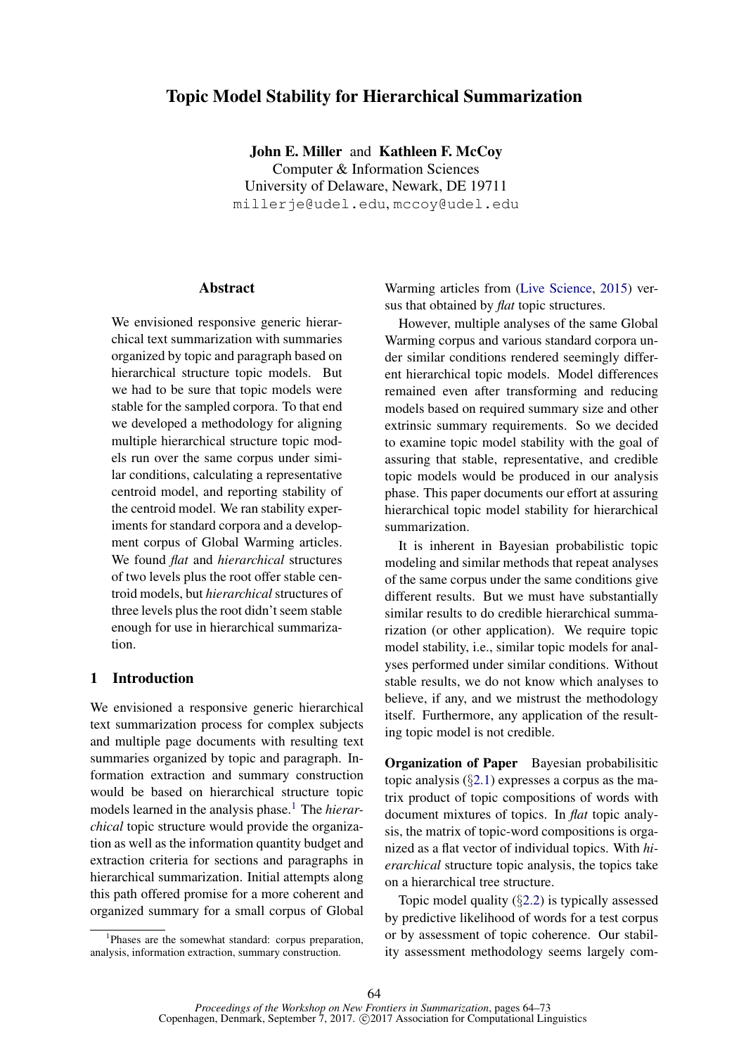# Topic Model Stability for Hierarchical Summarization

**John E. Miller** and **Kathleen F. McCoy**
Computer & Information Sciences
University of Delaware, Newark, DE 19711
millerje@udel.edu, mccoy@udel.edu

## Abstract

We envisioned responsive generic hierarchical text summarization with summaries organized by topic and paragraph based on hierarchical structure topic models. But we had to be sure that topic models were stable for the sampled corpora. To that end we developed a methodology for aligning multiple hierarchical structure topic models run over the same corpus under similar conditions, calculating a representative centroid model, and reporting stability of the centroid model. We ran stability experiments for standard corpora and a development corpus of Global Warming articles. We found *flat* and *hierarchical* structures of two levels plus the root offer stable centroid models, but *hierarchical* structures of three levels plus the root didn't seem stable enough for use in hierarchical summarization.

## 1 Introduction

We envisioned a responsive generic hierarchical text summarization process for complex subjects and multiple page documents with resulting text summaries organized by topic and paragraph. Information extraction and summary construction would be based on hierarchical structure topic models learned in the analysis phase.[1] The *hierarchical* topic structure would provide the organization as well as the information quantity budget and extraction criteria for sections and paragraphs in hierarchical summarization. Initial attempts along this path offered promise for a more coherent and organized summary for a small corpus of Global Warming articles from (Live Science, 2015) versus that obtained by *flat* topic structures.

However, multiple analyses of the same Global Warming corpus and various standard corpora under similar conditions rendered seemingly different hierarchical topic models. Model differences remained even after transforming and reducing models based on required summary size and other extrinsic summary requirements. So we decided to examine topic model stability with the goal of assuring that stable, representative, and credible topic models would be produced in our analysis phase. This paper documents our effort at assuring hierarchical topic model stability for hierarchical summarization.

It is inherent in Bayesian probabilistic topic modeling and similar methods that repeat analyses of the same corpus under the same conditions give different results. But we must have substantially similar results to do credible hierarchical summarization (or other application). We require topic model stability, i.e., similar topic models for analyses performed under similar conditions. Without stable results, we do not know which analyses to believe, if any, and we mistrust the methodology itself. Furthermore, any application of the resulting topic model is not credible.

**Organization of Paper** Bayesian probabilisitic topic analysis (§2.1) expresses a corpus as the matrix product of topic compositions of words with document mixtures of topics. In *flat* topic analysis, the matrix of topic-word compositions is organized as a flat vector of individual topics. With *hierarchical* structure topic analysis, the topics take on a hierarchical tree structure.

Topic model quality (§2.2) is typically assessed by predictive likelihood of words for a test corpus or by assessment of topic coherence. Our stability assessment methodology seems largely com-

[1] Phases are the somewhat standard: corpus preparation, analysis, information extraction, summary construction.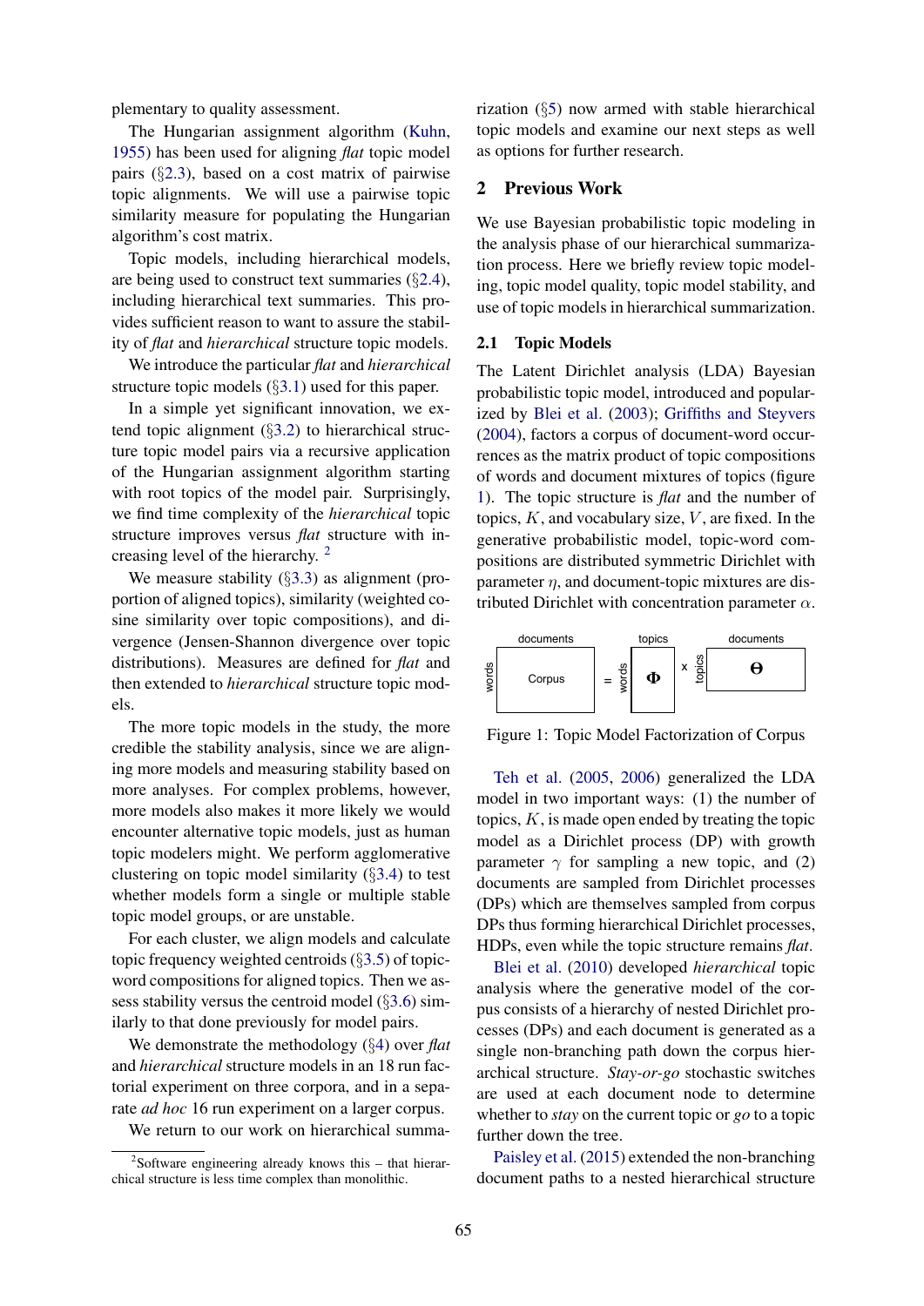plementary to quality assessment.

The Hungarian assignment algorithm (Kuhn, 1955) has been used for aligning *flat* topic model pairs (§2.3), based on a cost matrix of pairwise topic alignments. We will use a pairwise topic similarity measure for populating the Hungarian algorithm's cost matrix.

Topic models, including hierarchical models, are being used to construct text summaries (§2.4), including hierarchical text summaries. This provides sufficient reason to want to assure the stability of *flat* and *hierarchical* structure topic models.

We introduce the particular *flat* and *hierarchical* structure topic models (§3.1) used for this paper.

In a simple yet significant innovation, we extend topic alignment (§3.2) to hierarchical structure topic model pairs via a recursive application of the Hungarian assignment algorithm starting with root topics of the model pair. Surprisingly, we find time complexity of the *hierarchical* topic structure improves versus *flat* structure with increasing level of the hierarchy. [2]

We measure stability (§3.3) as alignment (proportion of aligned topics), similarity (weighted cosine similarity over topic compositions), and divergence (Jensen-Shannon divergence over topic distributions). Measures are defined for *flat* and then extended to *hierarchical* structure topic models.

The more topic models in the study, the more credible the stability analysis, since we are aligning more models and measuring stability based on more analyses. For complex problems, however, more models also makes it more likely we would encounter alternative topic models, just as human topic modelers might. We perform agglomerative clustering on topic model similarity (§3.4) to test whether models form a single or multiple stable topic model groups, or are unstable.

For each cluster, we align models and calculate topic frequency weighted centroids (§3.5) of topic-word compositions for aligned topics. Then we assess stability versus the centroid model (§3.6) similarly to that done previously for model pairs.

We demonstrate the methodology (§4) over *flat* and *hierarchical* structure models in an 18 run factorial experiment on three corpora, and in a separate *ad hoc* 16 run experiment on a larger corpus.

We return to our work on hierarchical summarization (§5) now armed with stable hierarchical topic models and examine our next steps as well as options for further research.

[2] Software engineering already knows this – that hierarchical structure is less time complex than monolithic.

## 2 Previous Work

We use Bayesian probabilistic topic modeling in the analysis phase of our hierarchical summarization process. Here we briefly review topic modeling, topic model quality, topic model stability, and use of topic models in hierarchical summarization.

### 2.1 Topic Models

The Latent Dirichlet analysis (LDA) Bayesian probabilistic topic model, introduced and popularized by Blei et al. (2003); Griffiths and Steyvers (2004), factors a corpus of document-word occurrences as the matrix product of topic compositions of words and document mixtures of topics (figure 1). The topic structure is *flat* and the number of topics, $K$, and vocabulary size, $V$, are fixed. In the generative probabilistic model, topic-word compositions are distributed symmetric Dirichlet with parameter $\eta$, and document-topic mixtures are distributed Dirichlet with concentration parameter $\alpha$.

$$\underset{\text{words}}{\overset{\text{documents}}{\text{Corpus}}} = \underset{\text{words}}{\overset{\text{topics}}{\boldsymbol{\Phi}}} \times \underset{\text{topics}}{\overset{\text{documents}}{\boldsymbol{\Theta}}}$$

Figure 1: Topic Model Factorization of Corpus

Teh et al. (2005, 2006) generalized the LDA model in two important ways: (1) the number of topics, $K$, is made open ended by treating the topic model as a Dirichlet process (DP) with growth parameter $\gamma$ for sampling a new topic, and (2) documents are sampled from Dirichlet processes (DPs) which are themselves sampled from corpus DPs thus forming hierarchical Dirichlet processes, HDPs, even while the topic structure remains *flat*.

Blei et al. (2010) developed *hierarchical* topic analysis where the generative model of the corpus consists of a hierarchy of nested Dirichlet processes (DPs) and each document is generated as a single non-branching path down the corpus hierarchical structure. *Stay-or-go* stochastic switches are used at each document node to determine whether to *stay* on the current topic or *go* to a topic further down the tree.

Paisley et al. (2015) extended the non-branching document paths to a nested hierarchical structure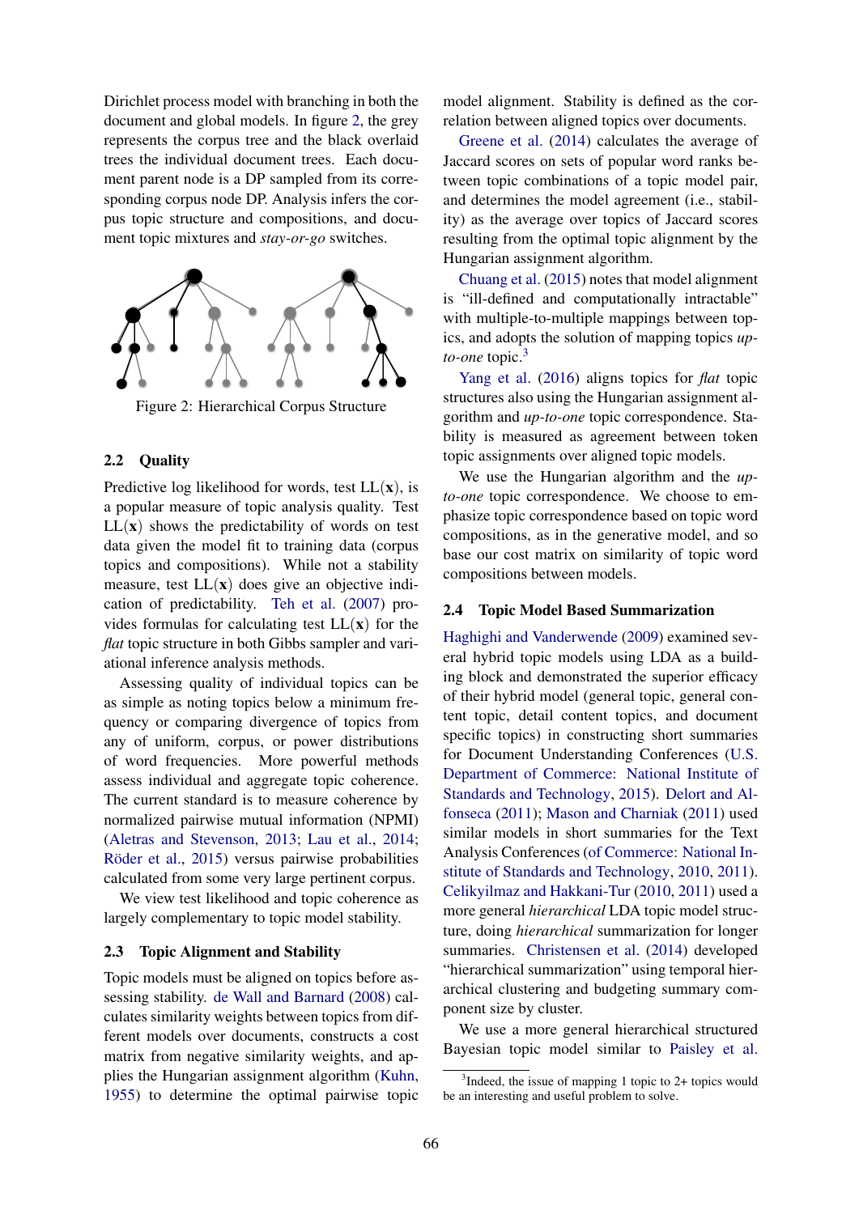Dirichlet process model with branching in both the document and global models. In figure 2, the grey represents the corpus tree and the black overlaid trees the individual document trees. Each document parent node is a DP sampled from its corresponding corpus node DP. Analysis infers the corpus topic structure and compositions, and document topic mixtures and *stay-or-go* switches.

Figure 2: Hierarchical Corpus Structure

### 2.2 Quality

Predictive log likelihood for words, test LL($\mathbf{x}$), is a popular measure of topic analysis quality. Test LL($\mathbf{x}$) shows the predictability of words on test data given the model fit to training data (corpus topics and compositions). While not a stability measure, test LL($\mathbf{x}$) does give an objective indication of predictability. Teh et al. (2007) provides formulas for calculating test LL($\mathbf{x}$) for the *flat* topic structure in both Gibbs sampler and variational inference analysis methods.

Assessing quality of individual topics can be as simple as noting topics below a minimum frequency or comparing divergence of topics from any of uniform, corpus, or power distributions of word frequencies. More powerful methods assess individual and aggregate topic coherence. The current standard is to measure coherence by normalized pairwise mutual information (NPMI) (Aletras and Stevenson, 2013; Lau et al., 2014; Röder et al., 2015) versus pairwise probabilities calculated from some very large pertinent corpus.

We view test likelihood and topic coherence as largely complementary to topic model stability.

### 2.3 Topic Alignment and Stability

Topic models must be aligned on topics before assessing stability. de Wall and Barnard (2008) calculates similarity weights between topics from different models over documents, constructs a cost matrix from negative similarity weights, and applies the Hungarian assignment algorithm (Kuhn, 1955) to determine the optimal pairwise topic model alignment. Stability is defined as the correlation between aligned topics over documents.

Greene et al. (2014) calculates the average of Jaccard scores on sets of popular word ranks between topic combinations of a topic model pair, and determines the model agreement (i.e., stability) as the average over topics of Jaccard scores resulting from the optimal topic alignment by the Hungarian assignment algorithm.

Chuang et al. (2015) notes that model alignment is "ill-defined and computationally intractable" with multiple-to-multiple mappings between topics, and adopts the solution of mapping topics *up-to-one* topic.[3]

Yang et al. (2016) aligns topics for *flat* topic structures also using the Hungarian assignment algorithm and *up-to-one* topic correspondence. Stability is measured as agreement between token topic assignments over aligned topic models.

We use the Hungarian algorithm and the *up-to-one* topic correspondence. We choose to emphasize topic correspondence based on topic word compositions, as in the generative model, and so base our cost matrix on similarity of topic word compositions between models.

### 2.4 Topic Model Based Summarization

Haghighi and Vanderwende (2009) examined several hybrid topic models using LDA as a building block and demonstrated the superior efficacy of their hybrid model (general topic, general content topic, detail content topics, and document specific topics) in constructing short summaries for Document Understanding Conferences (U.S. Department of Commerce: National Institute of Standards and Technology, 2015). Delort and Alfonseca (2011); Mason and Charniak (2011) used similar models in short summaries for the Text Analysis Conferences (of Commerce: National Institute of Standards and Technology, 2010, 2011). Celikyilmaz and Hakkani-Tur (2010, 2011) used a more general *hierarchical* LDA topic model structure, doing *hierarchical* summarization for longer summaries. Christensen et al. (2014) developed "hierarchical summarization" using temporal hierarchical clustering and budgeting summary component size by cluster.

We use a more general hierarchical structured Bayesian topic model similar to Paisley et al.

[3] Indeed, the issue of mapping 1 topic to 2+ topics would be an interesting and useful problem to solve.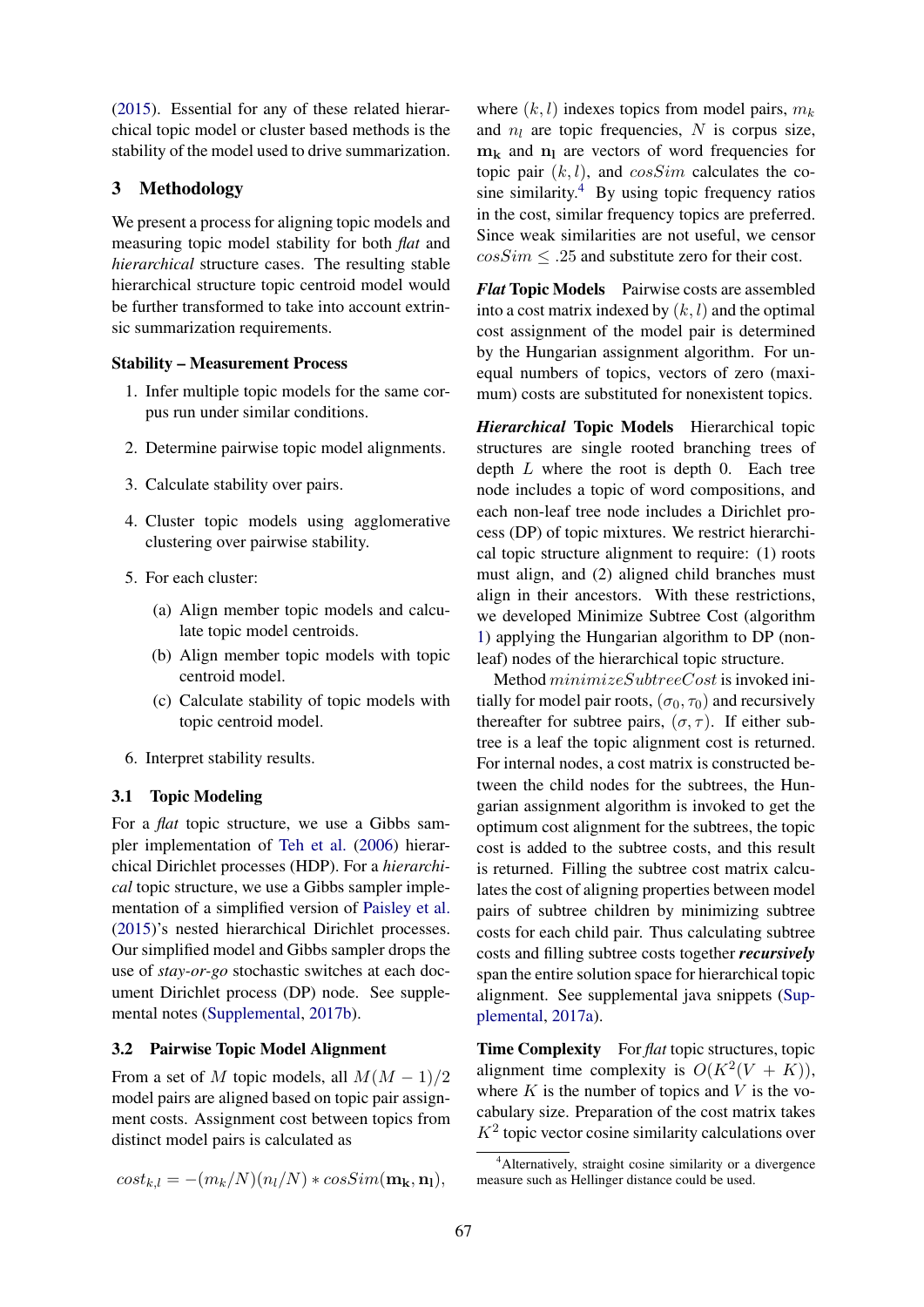(2015). Essential for any of these related hierarchical topic model or cluster based methods is the stability of the model used to drive summarization.

## 3 Methodology

We present a process for aligning topic models and measuring topic model stability for both *flat* and *hierarchical* structure cases. The resulting stable hierarchical structure topic centroid model would be further transformed to take into account extrinsic summarization requirements.

**Stability – Measurement Process**

1. Infer multiple topic models for the same corpus run under similar conditions.
2. Determine pairwise topic model alignments.
3. Calculate stability over pairs.
4. Cluster topic models using agglomerative clustering over pairwise stability.
5. For each cluster:
   (a) Align member topic models and calculate topic model centroids.
   (b) Align member topic models with topic centroid model.
   (c) Calculate stability of topic models with topic centroid model.
6. Interpret stability results.

### 3.1 Topic Modeling

For a *flat* topic structure, we use a Gibbs sampler implementation of Teh et al. (2006) hierarchical Dirichlet processes (HDP). For a *hierarchical* topic structure, we use a Gibbs sampler implementation of a simplified version of Paisley et al. (2015)'s nested hierarchical Dirichlet processes. Our simplified model and Gibbs sampler drops the use of *stay-or-go* stochastic switches at each document Dirichlet process (DP) node. See supplemental notes (Supplemental, 2017b).

### 3.2 Pairwise Topic Model Alignment

From a set of $M$ topic models, all $M(M-1)/2$ model pairs are aligned based on topic pair assignment costs. Assignment cost between topics from distinct model pairs is calculated as

$$cost_{k,l} = -(m_k/N)(n_l/N) * cosSim(\mathbf{m_k}, \mathbf{n_l}),$$

where $(k,l)$ indexes topics from model pairs, $m_k$ and $n_l$ are topic frequencies, $N$ is corpus size, $\mathbf{m_k}$ and $\mathbf{n_l}$ are vectors of word frequencies for topic pair $(k,l)$, and $cosSim$ calculates the cosine similarity.[4] By using topic frequency ratios in the cost, similar frequency topics are preferred. Since weak similarities are not useful, we censor $cosSim \leq .25$ and substitute zero for their cost.

***Flat* Topic Models** Pairwise costs are assembled into a cost matrix indexed by $(k,l)$ and the optimal cost assignment of the model pair is determined by the Hungarian assignment algorithm. For unequal numbers of topics, vectors of zero (maximum) costs are substituted for nonexistent topics.

***Hierarchical* Topic Models** Hierarchical topic structures are single rooted branching trees of depth $L$ where the root is depth 0. Each tree node includes a topic of word compositions, and each non-leaf tree node includes a Dirichlet process (DP) of topic mixtures. We restrict hierarchical topic structure alignment to require: (1) roots must align, and (2) aligned child branches must align in their ancestors. With these restrictions, we developed Minimize Subtree Cost (algorithm 1) applying the Hungarian algorithm to DP (non-leaf) nodes of the hierarchical topic structure.

Method $minimizeSubtreeCost$ is invoked initially for model pair roots, $(\sigma_0, \tau_0)$ and recursively thereafter for subtree pairs, $(\sigma, \tau)$. If either subtree is a leaf the topic alignment cost is returned. For internal nodes, a cost matrix is constructed between the child nodes for the subtrees, the Hungarian assignment algorithm is invoked to get the optimum cost alignment for the subtrees, the topic cost is added to the subtree costs, and this result is returned. Filling the subtree cost matrix calculates the cost of aligning properties between model pairs of subtree children by minimizing subtree costs for each child pair. Thus calculating subtree costs and filling subtree costs together ***recursively*** span the entire solution space for hierarchical topic alignment. See supplemental java snippets (Supplemental, 2017a).

**Time Complexity** For *flat* topic structures, topic alignment time complexity is $O(K^2(V+K))$, where $K$ is the number of topics and $V$ is the vocabulary size. Preparation of the cost matrix takes $K^2$ topic vector cosine similarity calculations over

[4] Alternatively, straight cosine similarity or a divergence measure such as Hellinger distance could be used.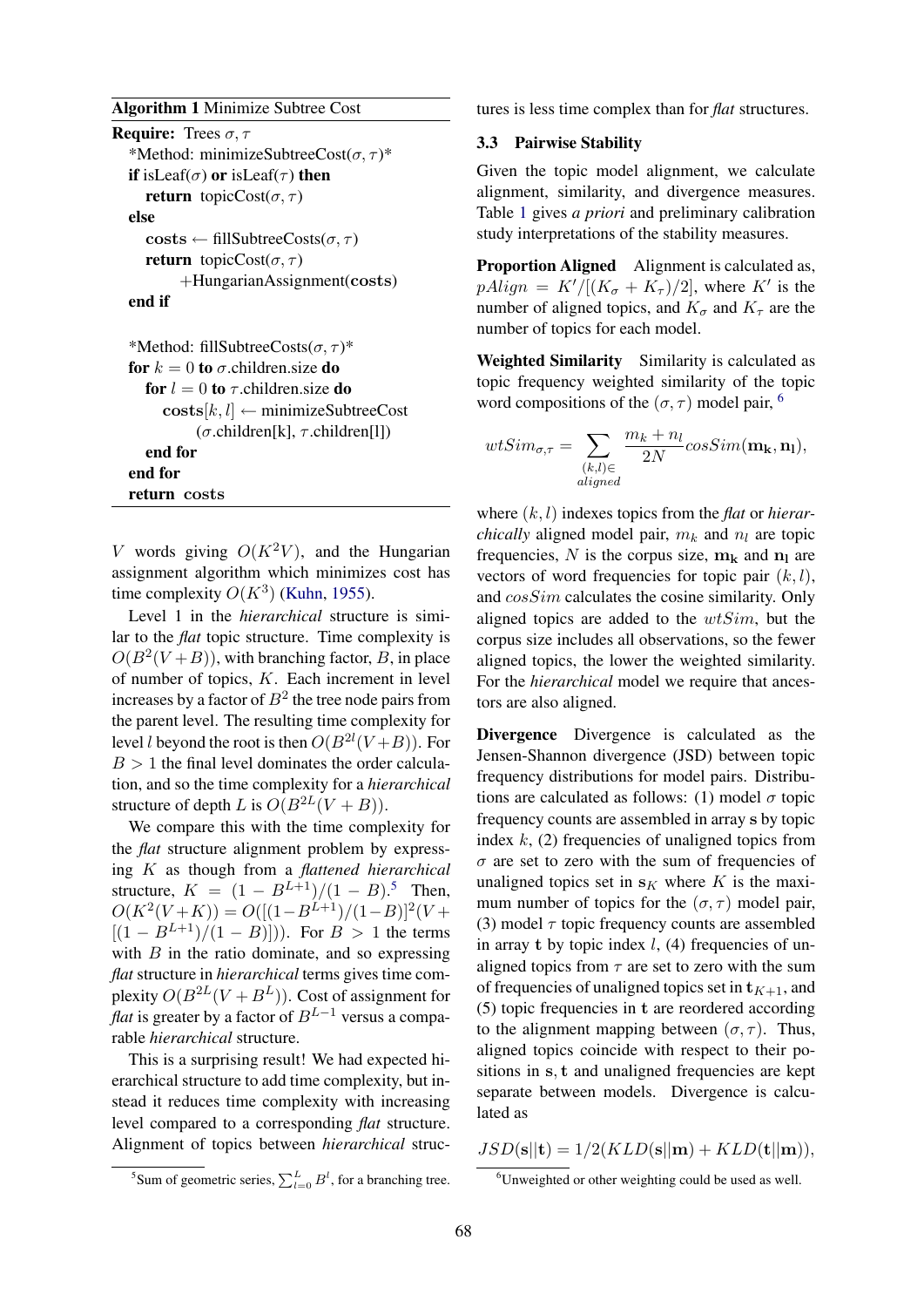**Algorithm 1** Minimize Subtree Cost

```
Require: Trees σ, τ
  *Method: minimizeSubtreeCost(σ, τ)*
  if isLeaf(σ) or isLeaf(τ) then
    return topicCost(σ, τ)
  else
    costs ← fillSubtreeCosts(σ, τ)
    return topicCost(σ, τ)
        +HungarianAssignment(costs)
  end if

  *Method: fillSubtreeCosts(σ, τ)*
  for k = 0 to σ.children.size do
    for l = 0 to τ.children.size do
      costs[k, l] ← minimizeSubtreeCost
          (σ.children[k], τ.children[l])
    end for
  end for
  return costs
```

$V$ words giving $O(K^2V)$, and the Hungarian assignment algorithm which minimizes cost has time complexity $O(K^3)$ (Kuhn, 1955).

Level 1 in the *hierarchical* structure is similar to the *flat* topic structure. Time complexity is $O(B^2(V+B))$, with branching factor, $B$, in place of number of topics, $K$. Each increment in level increases by a factor of $B^2$ the tree node pairs from the parent level. The resulting time complexity for level $l$ beyond the root is then $O(B^{2l}(V+B))$. For $B > 1$ the final level dominates the order calculation, and so the time complexity for a *hierarchical* structure of depth $L$ is $O(B^{2L}(V+B))$.

We compare this with the time complexity for the *flat* structure alignment problem by expressing $K$ as though from a *flattened hierarchical* structure, $K = (1 - B^{L+1})/(1 - B)$.[5] Then, $O(K^2(V+K)) = O([(1-B^{L+1})/(1-B)]^2(V + [(1 - B^{L+1})/(1 - B)]))$. For $B > 1$ the terms with $B$ in the ratio dominate, and so expressing *flat* structure in *hierarchical* terms gives time complexity $O(B^{2L}(V + B^L))$. Cost of assignment for *flat* is greater by a factor of $B^{L-1}$ versus a comparable *hierarchical* structure.

This is a surprising result! We had expected hierarchical structure to add time complexity, but instead it reduces time complexity with increasing level compared to a corresponding *flat* structure. Alignment of topics between *hierarchical* structures is less time complex than for *flat* structures.

### 3.3 Pairwise Stability

Given the topic model alignment, we calculate alignment, similarity, and divergence measures. Table 1 gives *a priori* and preliminary calibration study interpretations of the stability measures.

**Proportion Aligned** Alignment is calculated as, $pAlign = K'/[(K_\sigma + K_\tau)/2]$, where $K'$ is the number of aligned topics, and $K_\sigma$ and $K_\tau$ are the number of topics for each model.

**Weighted Similarity** Similarity is calculated as topic frequency weighted similarity of the topic word compositions of the $(\sigma, \tau)$ model pair,[6]

$$wtSim_{\sigma,\tau} = \sum_{\substack{(k,l)\in \\ aligned}} \frac{m_k + n_l}{2N} cosSim(\mathbf{m_k}, \mathbf{n_l}),$$

where $(k, l)$ indexes topics from the *flat* or *hierarchically* aligned model pair, $m_k$ and $n_l$ are topic frequencies, $N$ is the corpus size, $\mathbf{m_k}$ and $\mathbf{n_l}$ are vectors of word frequencies for topic pair $(k, l)$, and $cosSim$ calculates the cosine similarity. Only aligned topics are added to the $wtSim$, but the corpus size includes all observations, so the fewer aligned topics, the lower the weighted similarity. For the *hierarchical* model we require that ancestors are also aligned.

**Divergence** Divergence is calculated as the Jensen-Shannon divergence (JSD) between topic frequency distributions for model pairs. Distributions are calculated as follows: (1) model $\sigma$ topic frequency counts are assembled in array $\mathbf{s}$ by topic index $k$, (2) frequencies of unaligned topics from $\sigma$ are set to zero with the sum of frequencies of unaligned topics set in $\mathbf{s}_K$ where $K$ is the maximum number of topics for the $(\sigma, \tau)$ model pair, (3) model $\tau$ topic frequency counts are assembled in array $\mathbf{t}$ by topic index $l$, (4) frequencies of unaligned topics from $\tau$ are set to zero with the sum of frequencies of unaligned topics set in $\mathbf{t}_{K+1}$, and (5) topic frequencies in $\mathbf{t}$ are reordered according to the alignment mapping between $(\sigma, \tau)$. Thus, aligned topics coincide with respect to their positions in $\mathbf{s}, \mathbf{t}$ and unaligned frequencies are kept separate between models. Divergence is calculated as

$$JSD(\mathbf{s}||\mathbf{t}) = 1/2(KLD(\mathbf{s}||\mathbf{m}) + KLD(\mathbf{t}||\mathbf{m})),$$

[5] Sum of geometric series, $\sum_{l=0}^{L} B^l$, for a branching tree.

[6] Unweighted or other weighting could be used as well.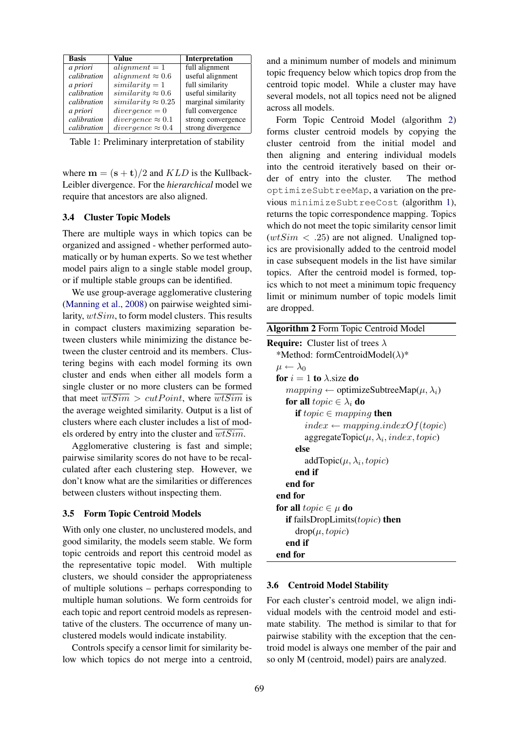| Basis | Value | Interpretation |
|---|---|---|
| *a priori* | $alignment = 1$ | full alignment |
| *calibration* | $alignment \approx 0.6$ | useful alignment |
| *a priori* | $similarity = 1$ | full similarity |
| *calibration* | $similarity \approx 0.6$ | useful similarity |
| *calibration* | $similarity \approx 0.25$ | marginal similarity |
| *a priori* | $divergence = 0$ | full convergence |
| *calibration* | $divergence \approx 0.1$ | strong convergence |
| *calibration* | $divergence \approx 0.4$ | strong divergence |

Table 1: Preliminary interpretation of stability

where $\mathbf{m} = (\mathbf{s} + \mathbf{t})/2$ and $KLD$ is the Kullback-Leibler divergence. For the *hierarchical* model we require that ancestors are also aligned.

### 3.4 Cluster Topic Models

There are multiple ways in which topics can be organized and assigned - whether performed automatically or by human experts. So we test whether model pairs align to a single stable model group, or if multiple stable groups can be identified.

We use group-average agglomerative clustering (Manning et al., 2008) on pairwise weighted similarity, $wtSim$, to form model clusters. This results in compact clusters maximizing separation between clusters while minimizing the distance between the cluster centroid and its members. Clustering begins with each model forming its own cluster and ends when either all models form a single cluster or no more clusters can be formed that meet $\overline{wtSim} > cutPoint$, where $\overline{wtSim}$ is the average weighted similarity. Output is a list of clusters where each cluster includes a list of models ordered by entry into the cluster and $\overline{wtSim}$.

Agglomerative clustering is fast and simple; pairwise similarity scores do not have to be recalculated after each clustering step. However, we don't know what are the similarities or differences between clusters without inspecting them.

### 3.5 Form Topic Centroid Models

With only one cluster, no unclustered models, and good similarity, the models seem stable. We form topic centroids and report this centroid model as the representative topic model. With multiple clusters, we should consider the appropriateness of multiple solutions – perhaps corresponding to multiple human solutions. We form centroids for each topic and report centroid models as representative of the clusters. The occurrence of many unclustered models would indicate instability.

Controls specify a censor limit for similarity below which topics do not merge into a centroid, and a minimum number of models and minimum topic frequency below which topics drop from the centroid topic model. While a cluster may have several models, not all topics need not be aligned across all models.

Form Topic Centroid Model (algorithm 2) forms cluster centroid models by copying the cluster centroid from the initial model and then aligning and entering individual models into the centroid iteratively based on their order of entry into the cluster. The method `optimizeSubtreeMap`, a variation on the previous `minimizeSubtreeCost` (algorithm 1), returns the topic correspondence mapping. Topics which do not meet the topic similarity censor limit ($wtSim < .25$) are not aligned. Unaligned topics are provisionally added to the centroid model in case subsequent models in the list have similar topics. After the centroid model is formed, topics which to not meet a minimum topic frequency limit or minimum number of topic models limit are dropped.

**Algorithm 2** Form Topic Centroid Model

```
Require: Cluster list of trees λ
  *Method: formCentroidModel(λ)*
  μ ← λ_0
  for i = 1 to λ.size do
    mapping ← optimizeSubtreeMap(μ, λ_i)
    for all topic ∈ λ_i do
      if topic ∈ mapping then
        index ← mapping.indexOf(topic)
        aggregateTopic(μ, λ_i, index, topic)
      else
        addTopic(μ, λ_i, topic)
      end if
    end for
  end for
  for all topic ∈ μ do
    if failsDropLimits(topic) then
      drop(μ, topic)
    end if
  end for
```

### 3.6 Centroid Model Stability

For each cluster's centroid model, we align individual models with the centroid model and estimate stability. The method is similar to that for pairwise stability with the exception that the centroid model is always one member of the pair and so only M (centroid, model) pairs are analyzed.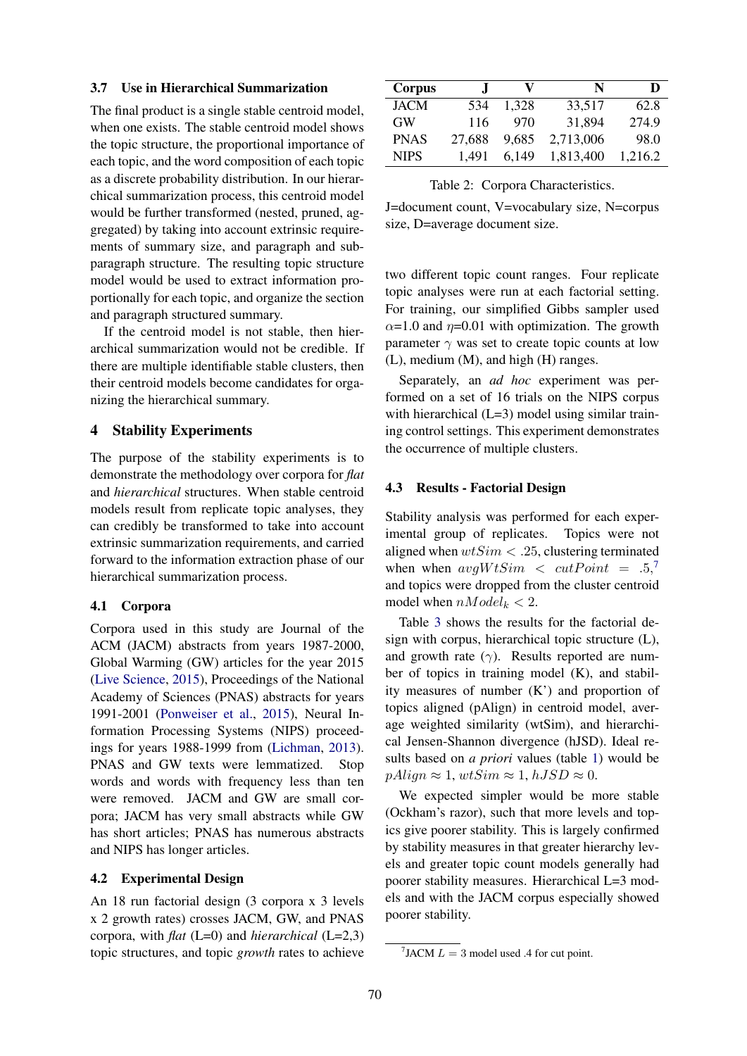### 3.7 Use in Hierarchical Summarization

The final product is a single stable centroid model, when one exists. The stable centroid model shows the topic structure, the proportional importance of each topic, and the word composition of each topic as a discrete probability distribution. In our hierarchical summarization process, this centroid model would be further transformed (nested, pruned, aggregated) by taking into account extrinsic requirements of summary size, and paragraph and subparagraph structure. The resulting topic structure model would be used to extract information proportionally for each topic, and organize the section and paragraph structured summary.

If the centroid model is not stable, then hierarchical summarization would not be credible. If there are multiple identifiable stable clusters, then their centroid models become candidates for organizing the hierarchical summary.

## 4 Stability Experiments

The purpose of the stability experiments is to demonstrate the methodology over corpora for *flat* and *hierarchical* structures. When stable centroid models result from replicate topic analyses, they can credibly be transformed to take into account extrinsic summarization requirements, and carried forward to the information extraction phase of our hierarchical summarization process.

### 4.1 Corpora

Corpora used in this study are Journal of the ACM (JACM) abstracts from years 1987-2000, Global Warming (GW) articles for the year 2015 (Live Science, 2015), Proceedings of the National Academy of Sciences (PNAS) abstracts for years 1991-2001 (Ponweiser et al., 2015), Neural Information Processing Systems (NIPS) proceedings for years 1988-1999 from (Lichman, 2013). PNAS and GW texts were lemmatized. Stop words and words with frequency less than ten were removed. JACM and GW are small corpora; JACM has very small abstracts while GW has short articles; PNAS has numerous abstracts and NIPS has longer articles.

| Corpus | J | V | N | D |
|---|---|---|---|---|
| JACM | 534 | 1,328 | 33,517 | 62.8 |
| GW | 116 | 970 | 31,894 | 274.9 |
| PNAS | 27,688 | 9,685 | 2,713,006 | 98.0 |
| NIPS | 1,491 | 6,149 | 1,813,400 | 1,216.2 |

Table 2: Corpora Characteristics.

J=document count, V=vocabulary size, N=corpus size, D=average document size.

### 4.2 Experimental Design

An 18 run factorial design (3 corpora x 3 levels x 2 growth rates) crosses JACM, GW, and PNAS corpora, with *flat* (L=0) and *hierarchical* (L=2,3) topic structures, and topic *growth* rates to achieve two different topic count ranges. Four replicate topic analyses were run at each factorial setting. For training, our simplified Gibbs sampler used $\alpha$=1.0 and $\eta$=0.01 with optimization. The growth parameter $\gamma$ was set to create topic counts at low (L), medium (M), and high (H) ranges.

Separately, an *ad hoc* experiment was performed on a set of 16 trials on the NIPS corpus with hierarchical (L=3) model using similar training control settings. This experiment demonstrates the occurrence of multiple clusters.

### 4.3 Results - Factorial Design

Stability analysis was performed for each experimental group of replicates. Topics were not aligned when $wtSim < .25$, clustering terminated when when $avgWtSim < cutPoint = .5$,[7] and topics were dropped from the cluster centroid model when $nModel_k < 2$.

Table 3 shows the results for the factorial design with corpus, hierarchical topic structure (L), and growth rate ($\gamma$). Results reported are number of topics in training model (K), and stability measures of number (K') and proportion of topics aligned (pAlign) in centroid model, average weighted similarity (wtSim), and hierarchical Jensen-Shannon divergence (hJSD). Ideal results based on *a priori* values (table 1) would be $pAlign \approx 1, wtSim \approx 1, hJSD \approx 0$.

We expected simpler would be more stable (Ockham's razor), such that more levels and topics give poorer stability. This is largely confirmed by stability measures in that greater hierarchy levels and greater topic count models generally had poorer stability measures. Hierarchical L=3 models and with the JACM corpus especially showed poorer stability.

[7] JACM $L = 3$ model used .4 for cut point.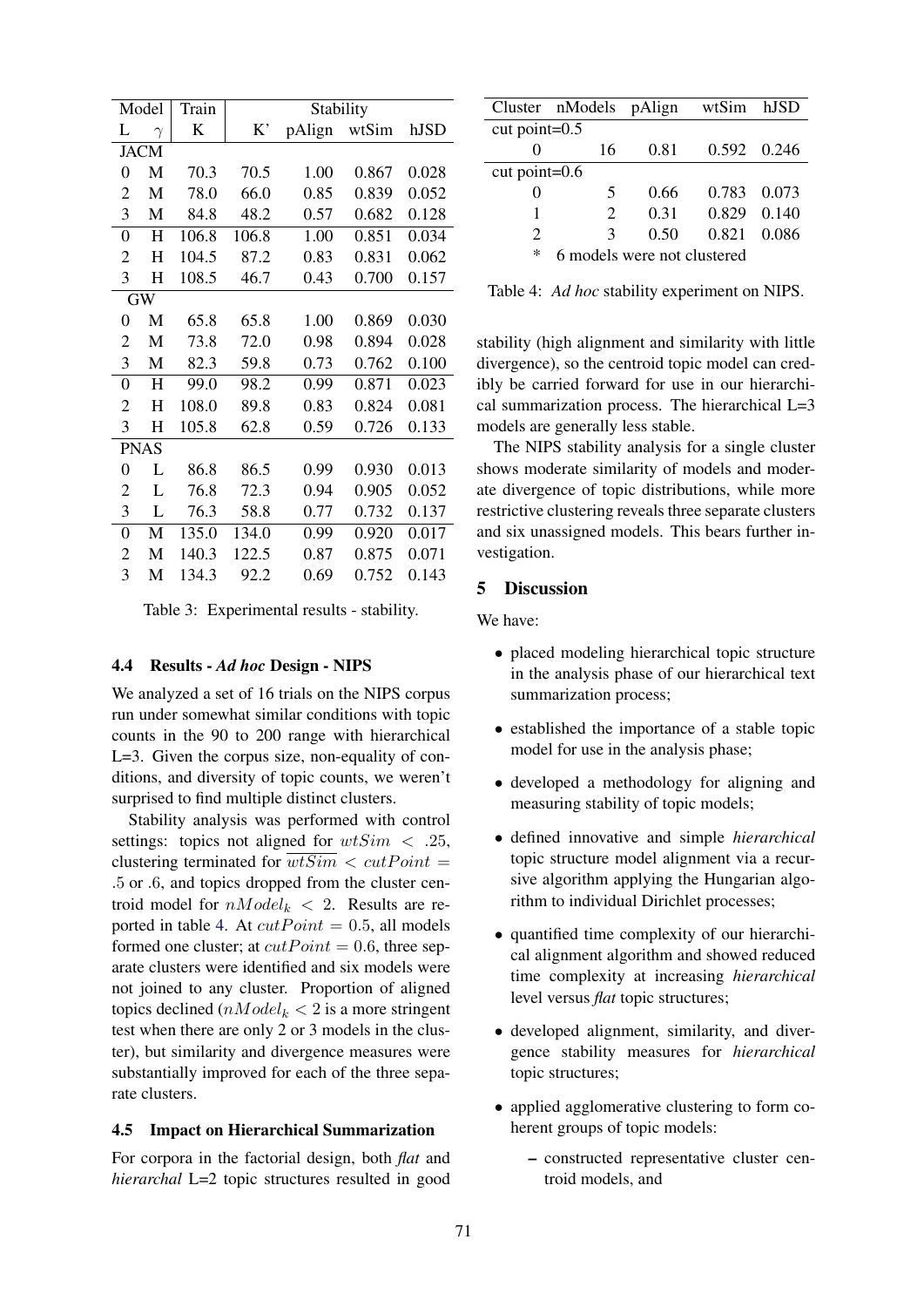| Model | | Train | Stability | | | |
|---|---|---|---|---|---|---|
| L | $\gamma$ | K | K' | pAlign | wtSim | hJSD |
| JACM | | | | | | |
| 0 | M | 70.3 | 70.5 | 1.00 | 0.867 | 0.028 |
| 2 | M | 78.0 | 66.0 | 0.85 | 0.839 | 0.052 |
| 3 | M | 84.8 | 48.2 | 0.57 | 0.682 | 0.128 |
| 0 | H | 106.8 | 106.8 | 1.00 | 0.851 | 0.034 |
| 2 | H | 104.5 | 87.2 | 0.83 | 0.831 | 0.062 |
| 3 | H | 108.5 | 46.7 | 0.43 | 0.700 | 0.157 |
| GW | | | | | | |
| 0 | M | 65.8 | 65.8 | 1.00 | 0.869 | 0.030 |
| 2 | M | 73.8 | 72.0 | 0.98 | 0.894 | 0.028 |
| 3 | M | 82.3 | 59.8 | 0.73 | 0.762 | 0.100 |
| 0 | H | 99.0 | 98.2 | 0.99 | 0.871 | 0.023 |
| 2 | H | 108.0 | 89.8 | 0.83 | 0.824 | 0.081 |
| 3 | H | 105.8 | 62.8 | 0.59 | 0.726 | 0.133 |
| PNAS | | | | | | |
| 0 | L | 86.8 | 86.5 | 0.99 | 0.930 | 0.013 |
| 2 | L | 76.8 | 72.3 | 0.94 | 0.905 | 0.052 |
| 3 | L | 76.3 | 58.8 | 0.77 | 0.732 | 0.137 |
| 0 | M | 135.0 | 134.0 | 0.99 | 0.920 | 0.017 |
| 2 | M | 140.3 | 122.5 | 0.87 | 0.875 | 0.071 |
| 3 | M | 134.3 | 92.2 | 0.69 | 0.752 | 0.143 |

Table 3: Experimental results - stability.

### 4.4 Results - *Ad hoc* Design - NIPS

We analyzed a set of 16 trials on the NIPS corpus run under somewhat similar conditions with topic counts in the 90 to 200 range with hierarchical L=3. Given the corpus size, non-equality of conditions, and diversity of topic counts, we weren't surprised to find multiple distinct clusters.

Stability analysis was performed with control settings: topics not aligned for $wtSim < .25$, clustering terminated for $\overline{wtSim} < cutPoint = .5$ or .6, and topics dropped from the cluster centroid model for $nModel_k < 2$. Results are reported in table 4. At $cutPoint = 0.5$, all models formed one cluster; at $cutPoint = 0.6$, three separate clusters were identified and six models were not joined to any cluster. Proportion of aligned topics declined ($nModel_k < 2$ is a more stringent test when there are only 2 or 3 models in the cluster), but similarity and divergence measures were substantially improved for each of the three separate clusters.

### 4.5 Impact on Hierarchical Summarization

For corpora in the factorial design, both *flat* and *hierarchal* L=2 topic structures resulted in good stability (high alignment and similarity with little divergence), so the centroid topic model can credibly be carried forward for use in our hierarchical summarization process. The hierarchical L=3 models are generally less stable.

| Cluster | nModels | pAlign | wtSim | hJSD |
|---|---|---|---|---|
| cut point=0.5 | | | | |
| 0 | 16 | 0.81 | 0.592 | 0.246 |
| cut point=0.6 | | | | |
| 0 | 5 | 0.66 | 0.783 | 0.073 |
| 1 | 2 | 0.31 | 0.829 | 0.140 |
| 2 | 3 | 0.50 | 0.821 | 0.086 |
| * | 6 models were not clustered | | | |

Table 4: *Ad hoc* stability experiment on NIPS.

The NIPS stability analysis for a single cluster shows moderate similarity of models and moderate divergence of topic distributions, while more restrictive clustering reveals three separate clusters and six unassigned models. This bears further investigation.

## 5 Discussion

We have:

- placed modeling hierarchical topic structure in the analysis phase of our hierarchical text summarization process;
- established the importance of a stable topic model for use in the analysis phase;
- developed a methodology for aligning and measuring stability of topic models;
- defined innovative and simple *hierarchical* topic structure model alignment via a recursive algorithm applying the Hungarian algorithm to individual Dirichlet processes;
- quantified time complexity of our hierarchical alignment algorithm and showed reduced time complexity at increasing *hierarchical* level versus *flat* topic structures;
- developed alignment, similarity, and divergence stability measures for *hierarchical* topic structures;
- applied agglomerative clustering to form coherent groups of topic models:
  - constructed representative cluster centroid models, and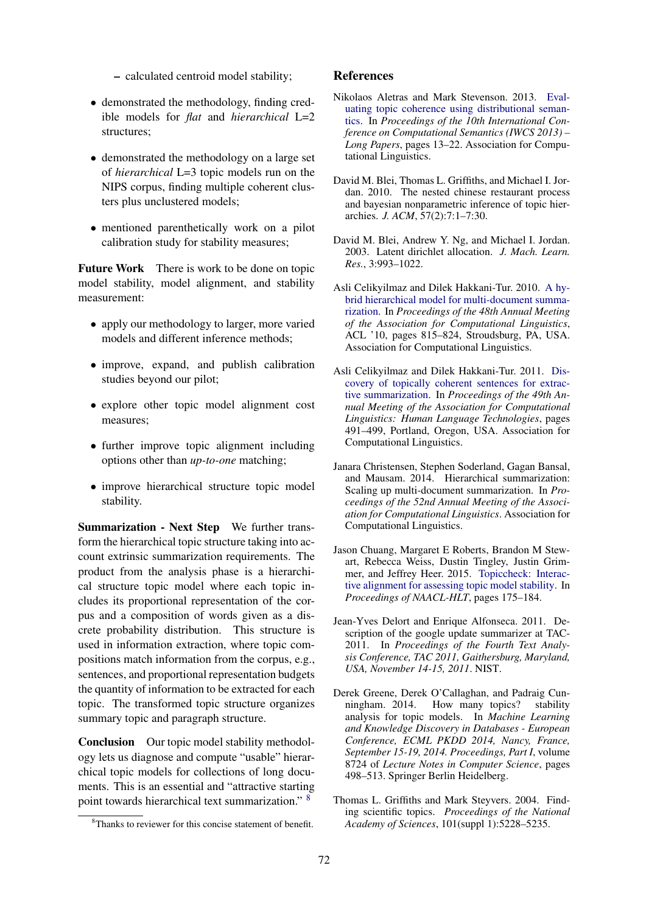- calculated centroid model stability;

- demonstrated the methodology, finding credible models for *flat* and *hierarchical* L=2 structures;

- demonstrated the methodology on a large set of *hierarchical* L=3 topic models run on the NIPS corpus, finding multiple coherent clusters plus unclustered models;

- mentioned parenthetically work on a pilot calibration study for stability measures;

**Future Work** There is work to be done on topic model stability, model alignment, and stability measurement:

- apply our methodology to larger, more varied models and different inference methods;

- improve, expand, and publish calibration studies beyond our pilot;

- explore other topic model alignment cost measures;

- further improve topic alignment including options other than *up-to-one* matching;

- improve hierarchical structure topic model stability.

**Summarization - Next Step** We further transform the hierarchical topic structure taking into account extrinsic summarization requirements. The product from the analysis phase is a hierarchical structure topic model where each topic includes its proportional representation of the corpus and a composition of words given as a discrete probability distribution. This structure is used in information extraction, where topic compositions match information from the corpus, e.g., sentences, and proportional representation budgets the quantity of information to be extracted for each topic. The transformed topic structure organizes summary topic and paragraph structure.

**Conclusion** Our topic model stability methodology lets us diagnose and compute "usable" hierarchical topic models for collections of long documents. This is an essential and "attractive starting point towards hierarchical text summarization." [8]

[8]Thanks to reviewer for this concise statement of benefit.

## References

Nikolaos Aletras and Mark Stevenson. 2013. Evaluating topic coherence using distributional semantics. In *Proceedings of the 10th International Conference on Computational Semantics (IWCS 2013) – Long Papers*, pages 13–22. Association for Computational Linguistics.

David M. Blei, Thomas L. Griffiths, and Michael I. Jordan. 2010. The nested chinese restaurant process and bayesian nonparametric inference of topic hierarchies. *J. ACM*, 57(2):7:1–7:30.

David M. Blei, Andrew Y. Ng, and Michael I. Jordan. 2003. Latent dirichlet allocation. *J. Mach. Learn. Res.*, 3:993–1022.

Asli Celikyilmaz and Dilek Hakkani-Tur. 2010. A hybrid hierarchical model for multi-document summarization. In *Proceedings of the 48th Annual Meeting of the Association for Computational Linguistics*, ACL '10, pages 815–824, Stroudsburg, PA, USA. Association for Computational Linguistics.

Asli Celikyilmaz and Dilek Hakkani-Tur. 2011. Discovery of topically coherent sentences for extractive summarization. In *Proceedings of the 49th Annual Meeting of the Association for Computational Linguistics: Human Language Technologies*, pages 491–499, Portland, Oregon, USA. Association for Computational Linguistics.

Janara Christensen, Stephen Soderland, Gagan Bansal, and Mausam. 2014. Hierarchical summarization: Scaling up multi-document summarization. In *Proceedings of the 52nd Annual Meeting of the Association for Computational Linguistics*. Association for Computational Linguistics.

Jason Chuang, Margaret E Roberts, Brandon M Stewart, Rebecca Weiss, Dustin Tingley, Justin Grimmer, and Jeffrey Heer. 2015. Topiccheck: Interactive alignment for assessing topic model stability. In *Proceedings of NAACL-HLT*, pages 175–184.

Jean-Yves Delort and Enrique Alfonseca. 2011. Description of the google update summarizer at TAC-2011. In *Proceedings of the Fourth Text Analysis Conference, TAC 2011, Gaithersburg, Maryland, USA, November 14-15, 2011*. NIST.

Derek Greene, Derek O'Callaghan, and Padraig Cunningham. 2014. How many topics? stability analysis for topic models. In *Machine Learning and Knowledge Discovery in Databases - European Conference, ECML PKDD 2014, Nancy, France, September 15-19, 2014. Proceedings, Part I*, volume 8724 of *Lecture Notes in Computer Science*, pages 498–513. Springer Berlin Heidelberg.

Thomas L. Griffiths and Mark Steyvers. 2004. Finding scientific topics. *Proceedings of the National Academy of Sciences*, 101(suppl 1):5228–5235.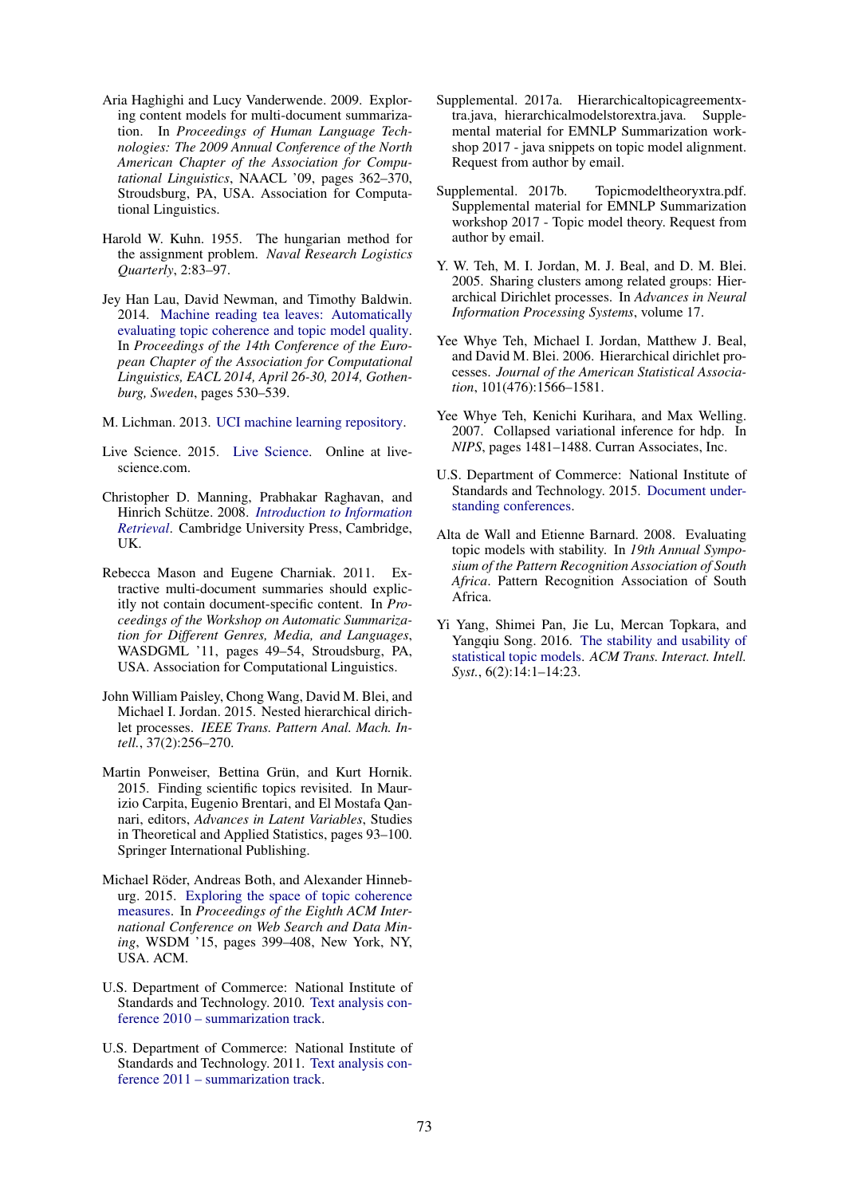Aria Haghighi and Lucy Vanderwende. 2009. Exploring content models for multi-document summarization. In *Proceedings of Human Language Technologies: The 2009 Annual Conference of the North American Chapter of the Association for Computational Linguistics*, NAACL '09, pages 362–370, Stroudsburg, PA, USA. Association for Computational Linguistics.

Harold W. Kuhn. 1955. The hungarian method for the assignment problem. *Naval Research Logistics Quarterly*, 2:83–97.

Jey Han Lau, David Newman, and Timothy Baldwin. 2014. Machine reading tea leaves: Automatically evaluating topic coherence and topic model quality. In *Proceedings of the 14th Conference of the European Chapter of the Association for Computational Linguistics, EACL 2014, April 26-30, 2014, Gothenburg, Sweden*, pages 530–539.

M. Lichman. 2013. UCI machine learning repository.

Live Science. 2015. Live Science. Online at livescience.com.

Christopher D. Manning, Prabhakar Raghavan, and Hinrich Schütze. 2008. *Introduction to Information Retrieval*. Cambridge University Press, Cambridge, UK.

Rebecca Mason and Eugene Charniak. 2011. Extractive multi-document summaries should explicitly not contain document-specific content. In *Proceedings of the Workshop on Automatic Summarization for Different Genres, Media, and Languages*, WASDGML '11, pages 49–54, Stroudsburg, PA, USA. Association for Computational Linguistics.

John William Paisley, Chong Wang, David M. Blei, and Michael I. Jordan. 2015. Nested hierarchical dirichlet processes. *IEEE Trans. Pattern Anal. Mach. Intell.*, 37(2):256–270.

Martin Ponweiser, Bettina Grün, and Kurt Hornik. 2015. Finding scientific topics revisited. In Maurizio Carpita, Eugenio Brentari, and El Mostafa Qannari, editors, *Advances in Latent Variables*, Studies in Theoretical and Applied Statistics, pages 93–100. Springer International Publishing.

Michael Röder, Andreas Both, and Alexander Hinneburg. 2015. Exploring the space of topic coherence measures. In *Proceedings of the Eighth ACM International Conference on Web Search and Data Mining*, WSDM '15, pages 399–408, New York, NY, USA. ACM.

U.S. Department of Commerce: National Institute of Standards and Technology. 2010. Text analysis conference 2010 – summarization track.

U.S. Department of Commerce: National Institute of Standards and Technology. 2011. Text analysis conference 2011 – summarization track.

Supplemental. 2017a. Hierarchicaltopicagreementxtra.java, hierarchicalmodelstorextra.java. Supplemental material for EMNLP Summarization workshop 2017 - java snippets on topic model alignment. Request from author by email.

Supplemental. 2017b. Topicmodeltheoryxtra.pdf. Supplemental material for EMNLP Summarization workshop 2017 - Topic model theory. Request from author by email.

Y. W. Teh, M. I. Jordan, M. J. Beal, and D. M. Blei. 2005. Sharing clusters among related groups: Hierarchical Dirichlet processes. In *Advances in Neural Information Processing Systems*, volume 17.

Yee Whye Teh, Michael I. Jordan, Matthew J. Beal, and David M. Blei. 2006. Hierarchical dirichlet processes. *Journal of the American Statistical Association*, 101(476):1566–1581.

Yee Whye Teh, Kenichi Kurihara, and Max Welling. 2007. Collapsed variational inference for hdp. In *NIPS*, pages 1481–1488. Curran Associates, Inc.

U.S. Department of Commerce: National Institute of Standards and Technology. 2015. Document understanding conferences.

Alta de Wall and Etienne Barnard. 2008. Evaluating topic models with stability. In *19th Annual Symposium of the Pattern Recognition Association of South Africa*. Pattern Recognition Association of South Africa.

Yi Yang, Shimei Pan, Jie Lu, Mercan Topkara, and Yangqiu Song. 2016. The stability and usability of statistical topic models. *ACM Trans. Interact. Intell. Syst.*, 6(2):14:1–14:23.